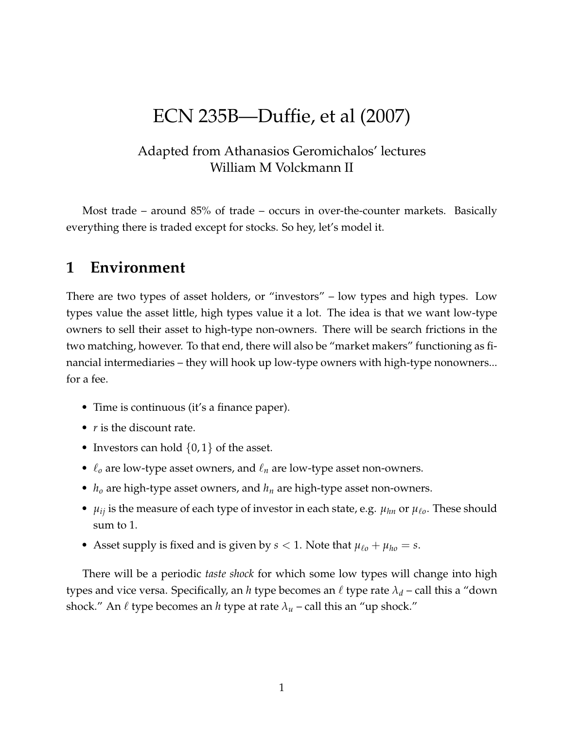# ECN 235B—Duffie, et al (2007)

Adapted from Athanasios Geromichalos' lectures
William M Volckmann II

Most trade – around 85% of trade – occurs in over-the-counter markets. Basically everything there is traded except for stocks. So hey, let's model it.

## 1 Environment

There are two types of asset holders, or "investors" – low types and high types. Low types value the asset little, high types value it a lot. The idea is that we want low-type owners to sell their asset to high-type non-owners. There will be search frictions in the two matching, however. To that end, there will also be "market makers" functioning as financial intermediaries – they will hook up low-type owners with high-type nonowners... for a fee.

- Time is continuous (it's a finance paper).
- $r$ is the discount rate.
- Investors can hold $\{0, 1\}$ of the asset.
- $\ell_o$ are low-type asset owners, and $\ell_n$ are low-type asset non-owners.
- $h_o$ are high-type asset owners, and $h_n$ are high-type asset non-owners.
- $\mu_{ij}$ is the measure of each type of investor in each state, e.g. $\mu_{hn}$ or $\mu_{\ell o}$. These should sum to 1.
- Asset supply is fixed and is given by $s < 1$. Note that $\mu_{\ell o} + \mu_{ho} = s$.

There will be a periodic *taste shock* for which some low types will change into high types and vice versa. Specifically, an $h$ type becomes an $\ell$ type rate $\lambda_d$ – call this a "down shock." An $\ell$ type becomes an $h$ type at rate $\lambda_u$ – call this an "up shock."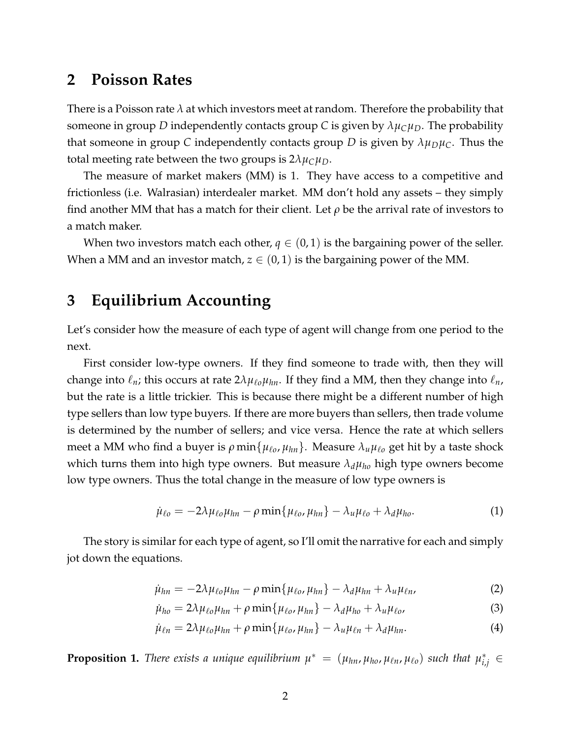## 2 Poisson Rates

There is a Poisson rate $\lambda$ at which investors meet at random. Therefore the probability that someone in group $D$ independently contacts group $C$ is given by $\lambda\mu_C\mu_D$. The probability that someone in group $C$ independently contacts group $D$ is given by $\lambda\mu_D\mu_C$. Thus the total meeting rate between the two groups is $2\lambda\mu_C\mu_D$.

The measure of market makers (MM) is 1. They have access to a competitive and frictionless (i.e. Walrasian) interdealer market. MM don't hold any assets – they simply find another MM that has a match for their client. Let $\rho$ be the arrival rate of investors to a match maker.

When two investors match each other, $q \in (0,1)$ is the bargaining power of the seller. When a MM and an investor match, $z \in (0,1)$ is the bargaining power of the MM.

## 3 Equilibrium Accounting

Let's consider how the measure of each type of agent will change from one period to the next.

First consider low-type owners. If they find someone to trade with, then they will change into $\ell_n$; this occurs at rate $2\lambda\mu_{\ell o}\mu_{hn}$. If they find a MM, then they change into $\ell_n$, but the rate is a little trickier. This is because there might be a different number of high type sellers than low type buyers. If there are more buyers than sellers, then trade volume is determined by the number of sellers; and vice versa. Hence the rate at which sellers meet a MM who find a buyer is $\rho\min\{\mu_{\ell o}, \mu_{hn}\}$. Measure $\lambda_u\mu_{\ell o}$ get hit by a taste shock which turns them into high type owners. But measure $\lambda_d\mu_{ho}$ high type owners become low type owners. Thus the total change in the measure of low type owners is

$$\dot{\mu}_{\ell o} = -2\lambda\mu_{\ell o}\mu_{hn} - \rho\min\{\mu_{\ell o}, \mu_{hn}\} - \lambda_u\mu_{\ell o} + \lambda_d\mu_{ho}. \tag{1}$$

The story is similar for each type of agent, so I'll omit the narrative for each and simply jot down the equations.

$$\dot{\mu}_{hn} = -2\lambda\mu_{\ell o}\mu_{hn} - \rho\min\{\mu_{\ell o}, \mu_{hn}\} - \lambda_d\mu_{hn} + \lambda_u\mu_{\ell n}, \tag{2}$$

$$\dot{\mu}_{ho} = 2\lambda\mu_{\ell o}\mu_{hn} + \rho\min\{\mu_{\ell o}, \mu_{hn}\} - \lambda_d\mu_{ho} + \lambda_u\mu_{\ell o}, \tag{3}$$

$$\dot{\mu}_{\ell n} = 2\lambda\mu_{\ell o}\mu_{hn} + \rho\min\{\mu_{\ell o}, \mu_{hn}\} - \lambda_u\mu_{\ell n} + \lambda_d\mu_{hn}. \tag{4}$$

**Proposition 1.** *There exists a unique equilibrium $\mu^* = (\mu_{hn}, \mu_{ho}, \mu_{\ell n}, \mu_{\ell o})$ such that $\mu^*_{i,j} \in$*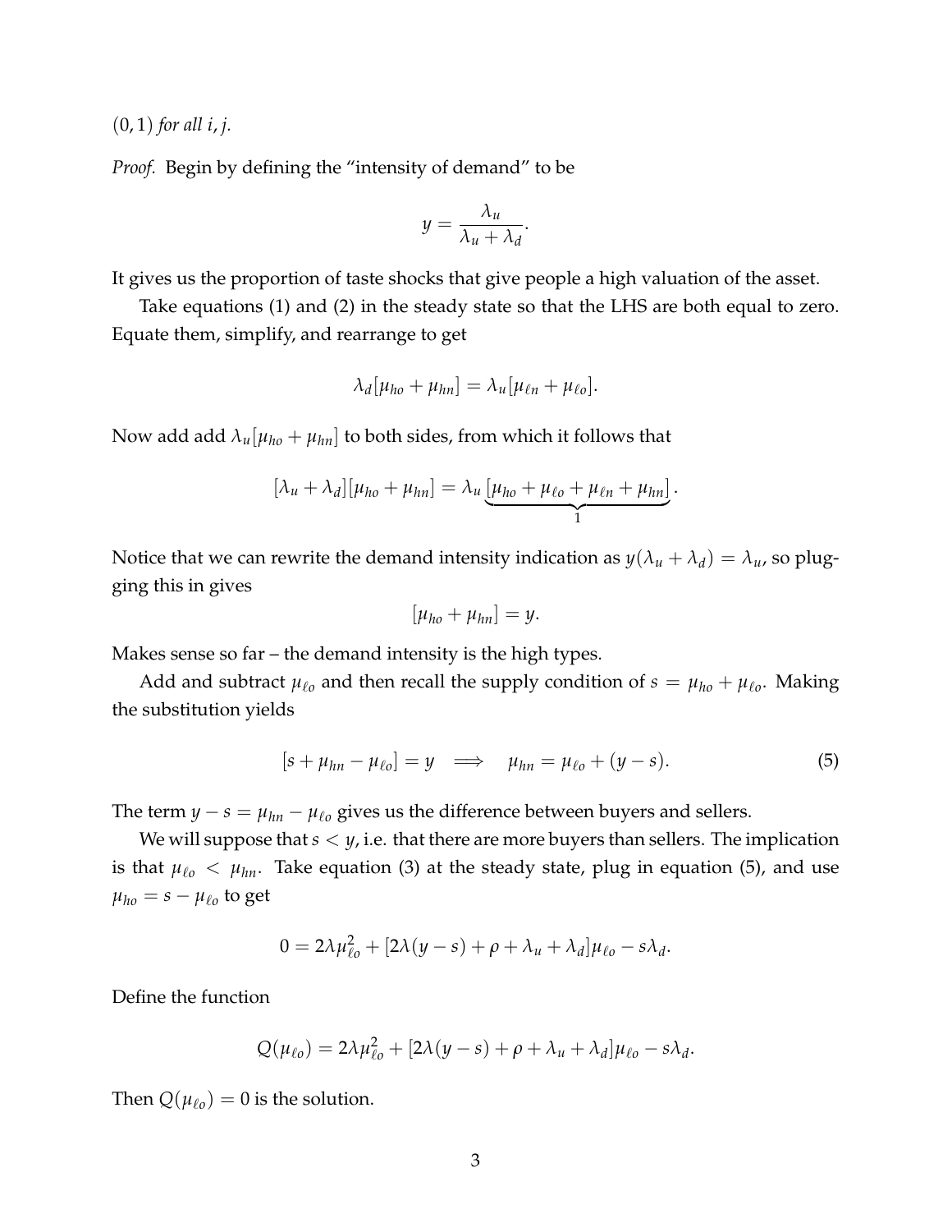$(0, 1)$ *for all* $i, j$.

*Proof.* Begin by defining the "intensity of demand" to be

$$y = \frac{\lambda_u}{\lambda_u + \lambda_d}.$$

It gives us the proportion of taste shocks that give people a high valuation of the asset.

Take equations (1) and (2) in the steady state so that the LHS are both equal to zero. Equate them, simplify, and rearrange to get

$$\lambda_d[\mu_{ho} + \mu_{hn}] = \lambda_u[\mu_{\ell n} + \mu_{\ell o}].$$

Now add add $\lambda_u[\mu_{ho} + \mu_{hn}]$ to both sides, from which it follows that

$$[\lambda_u + \lambda_d][\mu_{ho} + \mu_{hn}] = \lambda_u \underbrace{[\mu_{ho} + \mu_{\ell o} + \mu_{\ell n} + \mu_{hn}]}_{1}.$$

Notice that we can rewrite the demand intensity indication as $y(\lambda_u + \lambda_d) = \lambda_u$, so plugging this in gives

$$[\mu_{ho} + \mu_{hn}] = y.$$

Makes sense so far – the demand intensity is the high types.

Add and subtract $\mu_{\ell o}$ and then recall the supply condition of $s = \mu_{ho} + \mu_{\ell o}$. Making the substitution yields

$$[s + \mu_{hn} - \mu_{\ell o}] = y \implies \mu_{hn} = \mu_{\ell o} + (y - s). \tag{5}$$

The term $y - s = \mu_{hn} - \mu_{\ell o}$ gives us the difference between buyers and sellers.

We will suppose that $s < y$, i.e. that there are more buyers than sellers. The implication is that $\mu_{\ell o} < \mu_{hn}$. Take equation (3) at the steady state, plug in equation (5), and use $\mu_{ho} = s - \mu_{\ell o}$ to get

$$0 = 2\lambda\mu_{\ell o}^2 + [2\lambda(y - s) + \rho + \lambda_u + \lambda_d]\mu_{\ell o} - s\lambda_d.$$

Define the function

$$Q(\mu_{\ell o}) = 2\lambda\mu_{\ell o}^2 + [2\lambda(y - s) + \rho + \lambda_u + \lambda_d]\mu_{\ell o} - s\lambda_d.$$

Then $Q(\mu_{\ell o}) = 0$ is the solution.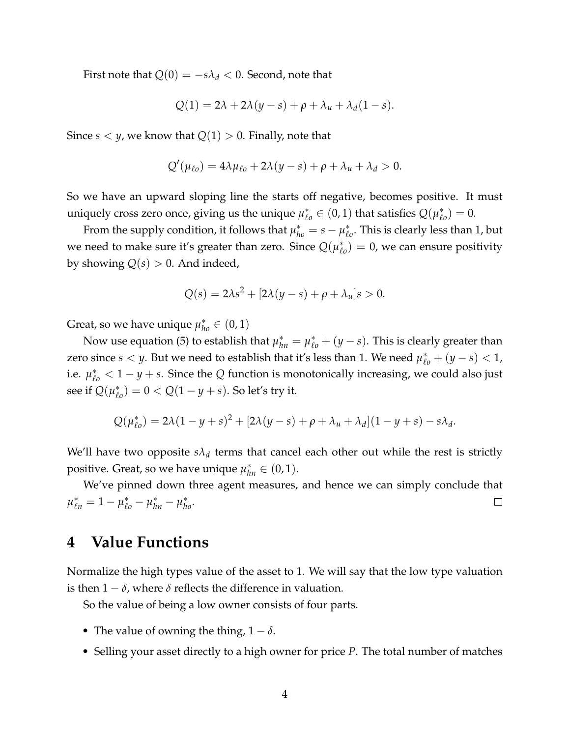First note that $Q(0) = -s\lambda_d < 0$. Second, note that

$$Q(1) = 2\lambda + 2\lambda(y - s) + \rho + \lambda_u + \lambda_d(1 - s).$$

Since $s < y$, we know that $Q(1) > 0$. Finally, note that

$$Q'(\mu_{\ell o}) = 4\lambda\mu_{\ell o} + 2\lambda(y - s) + \rho + \lambda_u + \lambda_d > 0.$$

So we have an upward sloping line the starts off negative, becomes positive. It must uniquely cross zero once, giving us the unique $\mu^*_{\ell o} \in (0, 1)$ that satisfies $Q(\mu^*_{\ell o}) = 0$.

From the supply condition, it follows that $\mu^*_{ho} = s - \mu^*_{\ell o}$. This is clearly less than 1, but we need to make sure it's greater than zero. Since $Q(\mu^*_{\ell o}) = 0$, we can ensure positivity by showing $Q(s) > 0$. And indeed,

$$Q(s) = 2\lambda s^2 + [2\lambda(y - s) + \rho + \lambda_u]s > 0.$$

Great, so we have unique $\mu^*_{ho} \in (0, 1)$

Now use equation (5) to establish that $\mu^*_{hn} = \mu^*_{\ell o} + (y - s)$. This is clearly greater than zero since $s < y$. But we need to establish that it's less than 1. We need $\mu^*_{\ell o} + (y - s) < 1$, i.e. $\mu^*_{\ell o} < 1 - y + s$. Since the $Q$ function is monotonically increasing, we could also just see if $Q(\mu^*_{\ell o}) = 0 < Q(1 - y + s)$. So let's try it.

$$Q(\mu^*_{\ell o}) = 2\lambda(1 - y + s)^2 + [2\lambda(y - s) + \rho + \lambda_u + \lambda_d](1 - y + s) - s\lambda_d.$$

We'll have two opposite $s\lambda_d$ terms that cancel each other out while the rest is strictly positive. Great, so we have unique $\mu^*_{hn} \in (0, 1)$.

We've pinned down three agent measures, and hence we can simply conclude that $\mu^*_{\ell n} = 1 - \mu^*_{\ell o} - \mu^*_{hn} - \mu^*_{ho}$. □

# 4 Value Functions

Normalize the high types value of the asset to 1. We will say that the low type valuation is then $1 - \delta$, where $\delta$ reflects the difference in valuation.

So the value of being a low owner consists of four parts.

- The value of owning the thing, $1 - \delta$.
- Selling your asset directly to a high owner for price $P$. The total number of matches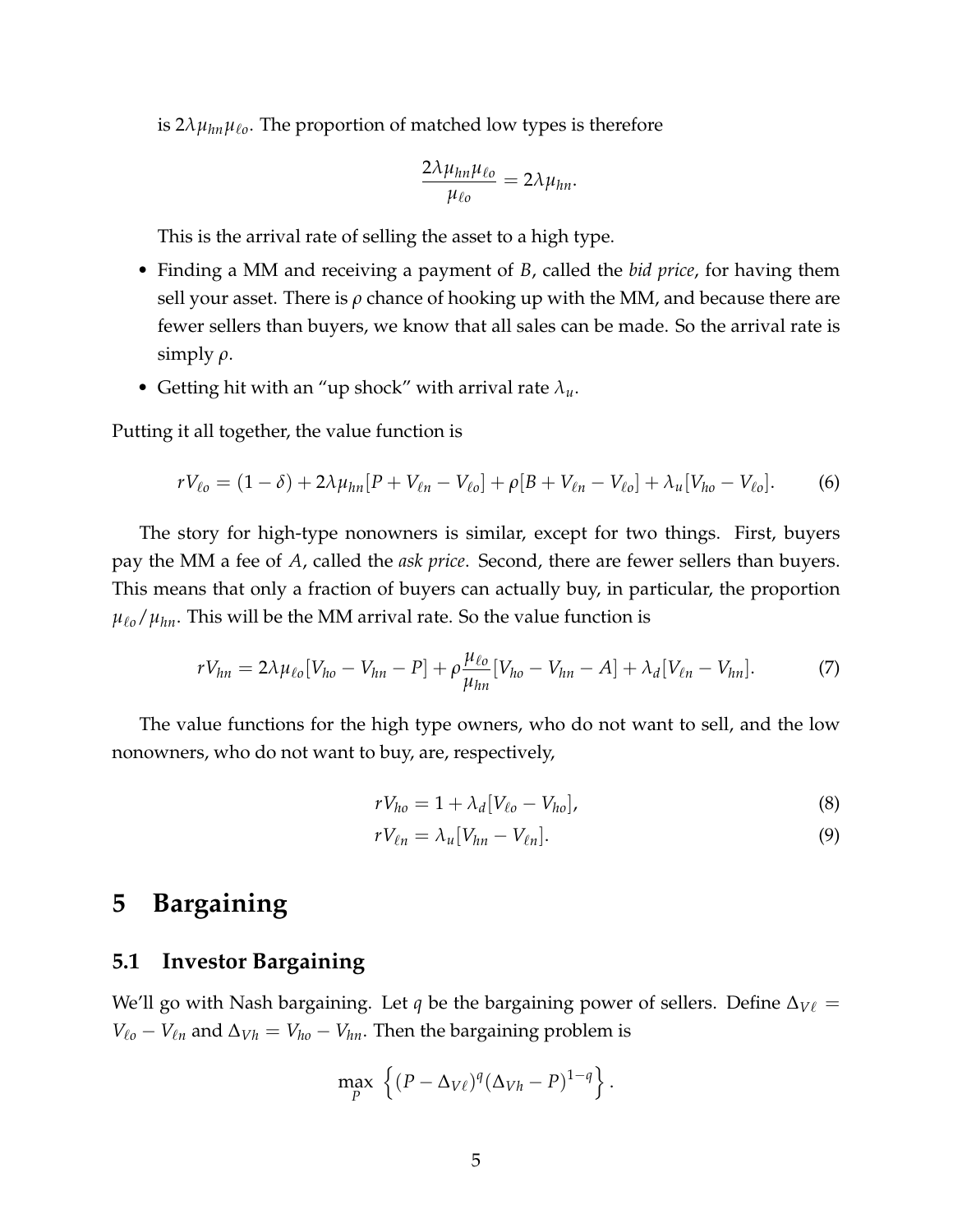is $2\lambda\mu_{hn}\mu_{\ell o}$. The proportion of matched low types is therefore

$$\frac{2\lambda\mu_{hn}\mu_{\ell o}}{\mu_{\ell o}} = 2\lambda\mu_{hn}.$$

This is the arrival rate of selling the asset to a high type.

- Finding a MM and receiving a payment of $B$, called the *bid price*, for having them sell your asset. There is $\rho$ chance of hooking up with the MM, and because there are fewer sellers than buyers, we know that all sales can be made. So the arrival rate is simply $\rho$.
- Getting hit with an "up shock" with arrival rate $\lambda_u$.

Putting it all together, the value function is

$$rV_{\ell o} = (1-\delta) + 2\lambda\mu_{hn}[P + V_{\ell n} - V_{\ell o}] + \rho[B + V_{\ell n} - V_{\ell o}] + \lambda_u[V_{ho} - V_{\ell o}]. \tag{6}$$

The story for high-type nonowners is similar, except for two things. First, buyers pay the MM a fee of $A$, called the *ask price*. Second, there are fewer sellers than buyers. This means that only a fraction of buyers can actually buy, in particular, the proportion $\mu_{\ell o}/\mu_{hn}$. This will be the MM arrival rate. So the value function is

$$rV_{hn} = 2\lambda\mu_{\ell o}[V_{ho} - V_{hn} - P] + \rho\frac{\mu_{\ell o}}{\mu_{hn}}[V_{ho} - V_{hn} - A] + \lambda_d[V_{\ell n} - V_{hn}]. \tag{7}$$

The value functions for the high type owners, who do not want to sell, and the low nonowners, who do not want to buy, are, respectively,

$$rV_{ho} = 1 + \lambda_d[V_{\ell o} - V_{ho}], \tag{8}$$

$$rV_{\ell n} = \lambda_u[V_{hn} - V_{\ell n}]. \tag{9}$$

# 5 Bargaining

## 5.1 Investor Bargaining

We'll go with Nash bargaining. Let $q$ be the bargaining power of sellers. Define $\Delta_{V\ell} = V_{\ell o} - V_{\ell n}$ and $\Delta_{Vh} = V_{ho} - V_{hn}$. Then the bargaining problem is

$$\max_P \left\{(P - \Delta_{V\ell})^q(\Delta_{Vh} - P)^{1-q}\right\}.$$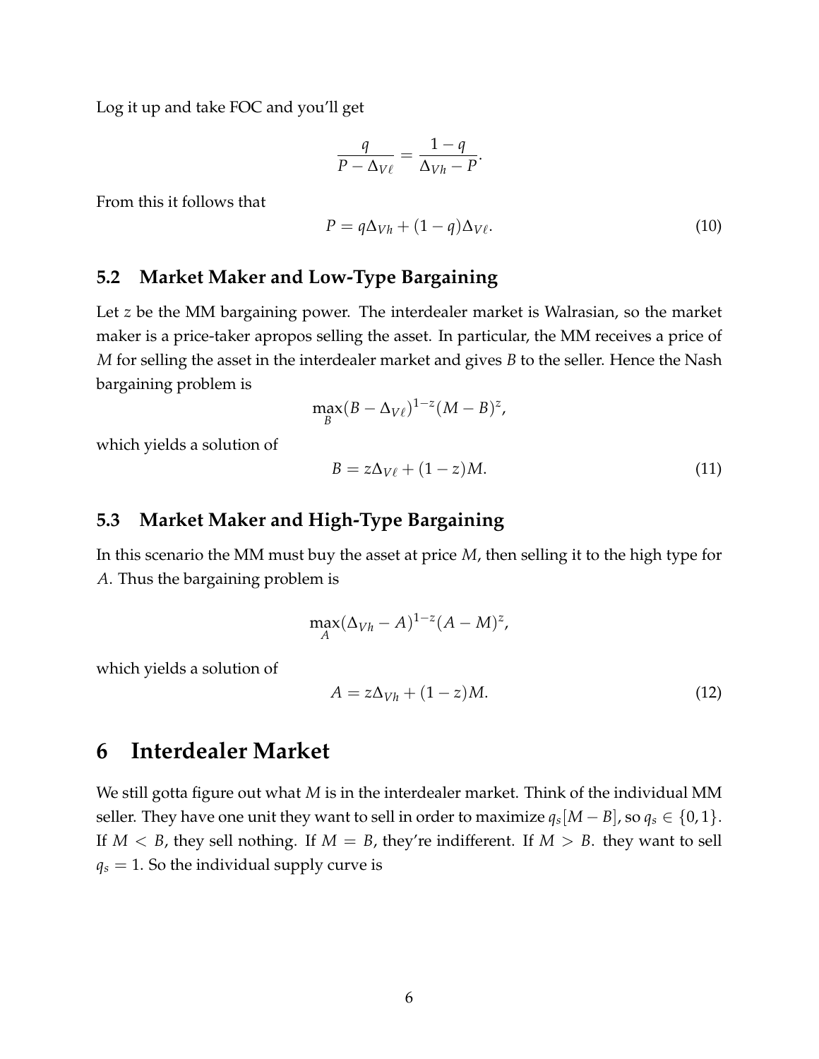Log it up and take FOC and you'll get

$$\frac{q}{P - \Delta_{V\ell}} = \frac{1-q}{\Delta_{Vh} - P}.$$

From this it follows that

$$P = q\Delta_{Vh} + (1-q)\Delta_{V\ell}. \tag{10}$$

### 5.2 Market Maker and Low-Type Bargaining

Let $z$ be the MM bargaining power. The interdealer market is Walrasian, so the market maker is a price-taker apropos selling the asset. In particular, the MM receives a price of $M$ for selling the asset in the interdealer market and gives $B$ to the seller. Hence the Nash bargaining problem is

$$\max_{B} (B - \Delta_{V\ell})^{1-z}(M - B)^{z},$$

which yields a solution of

$$B = z\Delta_{V\ell} + (1-z)M. \tag{11}$$

### 5.3 Market Maker and High-Type Bargaining

In this scenario the MM must buy the asset at price $M$, then selling it to the high type for $A$. Thus the bargaining problem is

$$\max_{A} (\Delta_{Vh} - A)^{1-z}(A - M)^{z},$$

which yields a solution of

$$A = z\Delta_{Vh} + (1-z)M. \tag{12}$$

## 6 Interdealer Market

We still gotta figure out what $M$ is in the interdealer market. Think of the individual MM seller. They have one unit they want to sell in order to maximize $q_s[M - B]$, so $q_s \in \{0, 1\}$. If $M < B$, they sell nothing. If $M = B$, they're indifferent. If $M > B$. they want to sell $q_s = 1$. So the individual supply curve is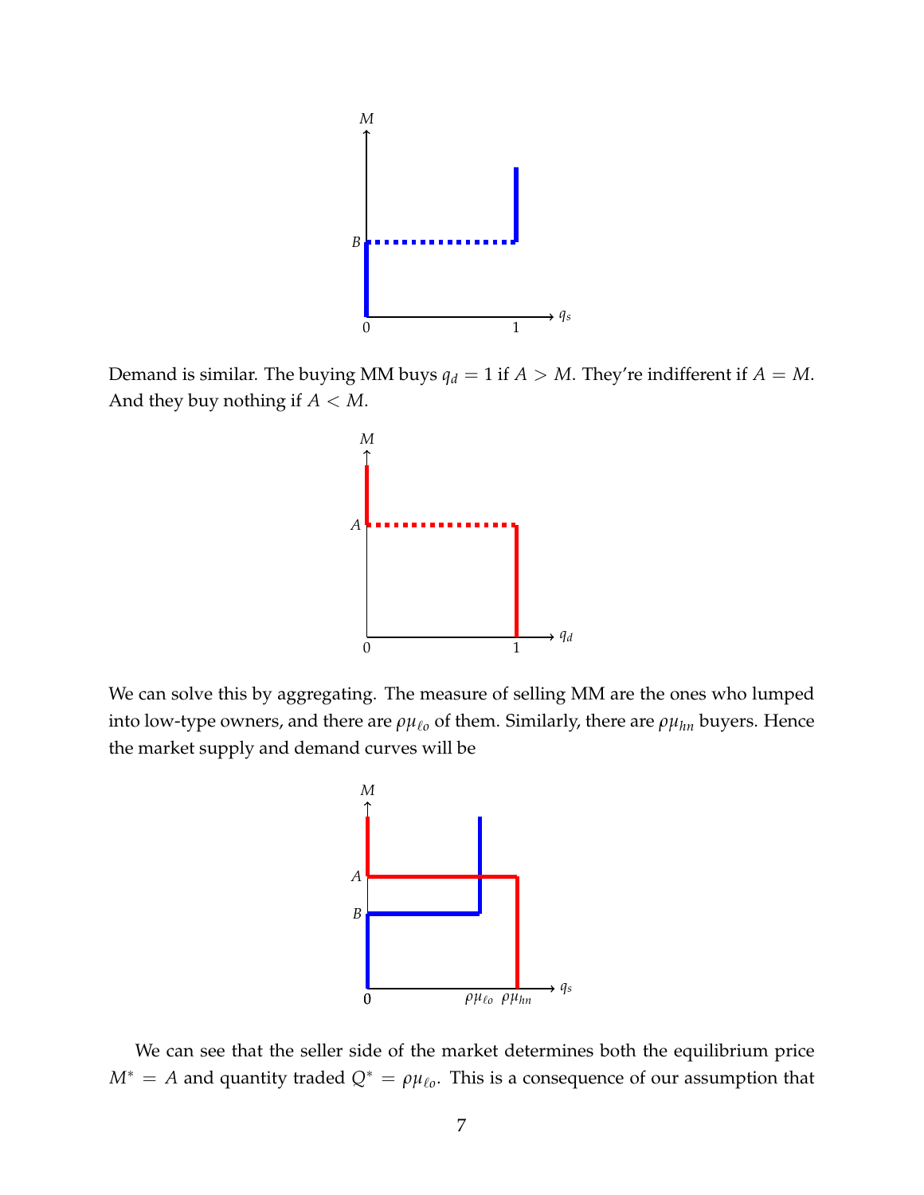Demand is similar. The buying MM buys $q_d = 1$ if $A > M$. They're indifferent if $A = M$. And they buy nothing if $A < M$.

We can solve this by aggregating. The measure of selling MM are the ones who lumped into low-type owners, and there are $\rho\mu_{\ell o}$ of them. Similarly, there are $\rho\mu_{hn}$ buyers. Hence the market supply and demand curves will be

We can see that the seller side of the market determines both the equilibrium price $M^* = A$ and quantity traded $Q^* = \rho\mu_{\ell o}$. This is a consequence of our assumption that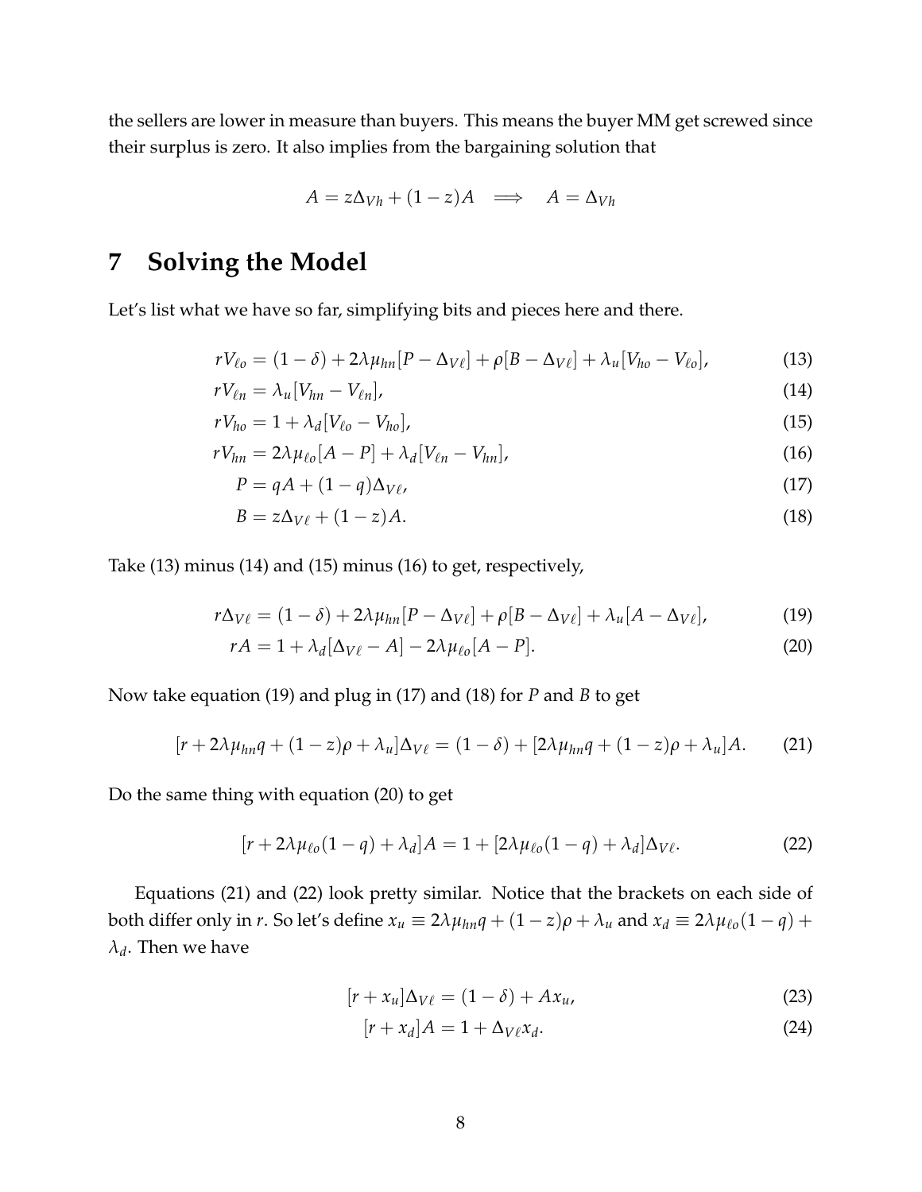the sellers are lower in measure than buyers. This means the buyer MM get screwed since their surplus is zero. It also implies from the bargaining solution that

$$A = z\Delta_{Vh} + (1-z)A \implies A = \Delta_{Vh}$$

# 7 Solving the Model

Let's list what we have so far, simplifying bits and pieces here and there.

$$rV_{\ell o} = (1-\delta) + 2\lambda\mu_{hn}[P - \Delta_{V\ell}] + \rho[B - \Delta_{V\ell}] + \lambda_u[V_{ho} - V_{\ell o}], \tag{13}$$

$$rV_{\ell n} = \lambda_u[V_{hn} - V_{\ell n}], \tag{14}$$

$$rV_{ho} = 1 + \lambda_d[V_{\ell o} - V_{ho}], \tag{15}$$

$$rV_{hn} = 2\lambda\mu_{\ell o}[A - P] + \lambda_d[V_{\ell n} - V_{hn}], \tag{16}$$

$$P = qA + (1-q)\Delta_{V\ell}, \tag{17}$$

$$B = z\Delta_{V\ell} + (1-z)A. \tag{18}$$

Take (13) minus (14) and (15) minus (16) to get, respectively,

$$r\Delta_{V\ell} = (1-\delta) + 2\lambda\mu_{hn}[P - \Delta_{V\ell}] + \rho[B - \Delta_{V\ell}] + \lambda_u[A - \Delta_{V\ell}], \tag{19}$$

$$rA = 1 + \lambda_d[\Delta_{V\ell} - A] - 2\lambda\mu_{\ell o}[A - P]. \tag{20}$$

Now take equation (19) and plug in (17) and (18) for $P$ and $B$ to get

$$[r + 2\lambda\mu_{hn}q + (1-z)\rho + \lambda_u]\Delta_{V\ell} = (1-\delta) + [2\lambda\mu_{hn}q + (1-z)\rho + \lambda_u]A. \tag{21}$$

Do the same thing with equation (20) to get

$$[r + 2\lambda\mu_{\ell o}(1-q) + \lambda_d]A = 1 + [2\lambda\mu_{\ell o}(1-q) + \lambda_d]\Delta_{V\ell}. \tag{22}$$

Equations (21) and (22) look pretty similar. Notice that the brackets on each side of both differ only in $r$. So let's define $x_u \equiv 2\lambda\mu_{hn}q + (1-z)\rho + \lambda_u$ and $x_d \equiv 2\lambda\mu_{\ell o}(1-q) + \lambda_d$. Then we have

$$[r + x_u]\Delta_{V\ell} = (1-\delta) + Ax_u, \tag{23}$$

$$[r + x_d]A = 1 + \Delta_{V\ell}x_d. \tag{24}$$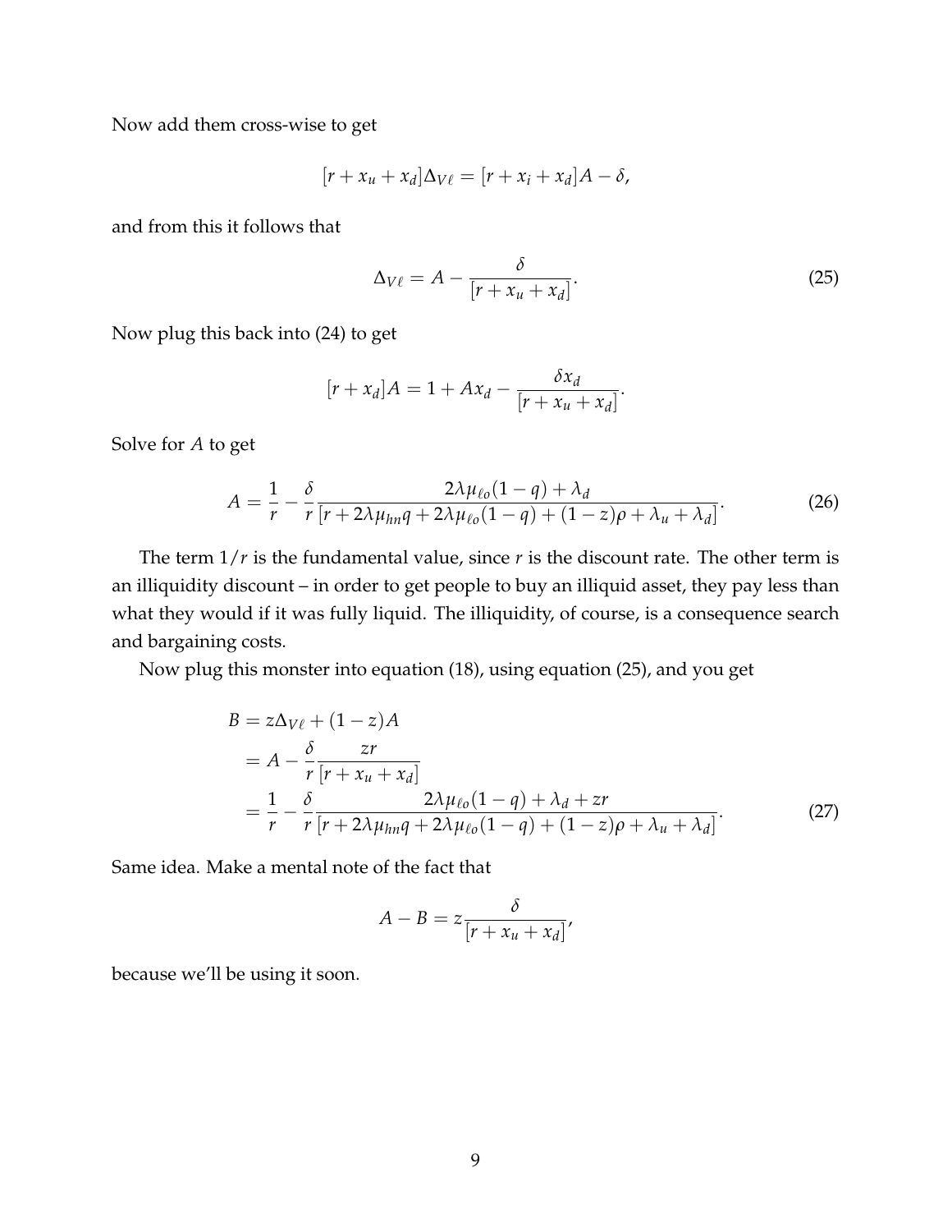Now add them cross-wise to get

$$[r + x_u + x_d]\Delta_{V\ell} = [r + x_i + x_d]A - \delta,$$

and from this it follows that

$$\Delta_{V\ell} = A - \frac{\delta}{[r + x_u + x_d]}. \tag{25}$$

Now plug this back into (24) to get

$$[r + x_d]A = 1 + Ax_d - \frac{\delta x_d}{[r + x_u + x_d]}.$$

Solve for $A$ to get

$$A = \frac{1}{r} - \frac{\delta}{r}\frac{2\lambda\mu_{\ell o}(1-q) + \lambda_d}{[r + 2\lambda\mu_{hn}q + 2\lambda\mu_{\ell o}(1-q) + (1-z)\rho + \lambda_u + \lambda_d]}. \tag{26}$$

The term $1/r$ is the fundamental value, since $r$ is the discount rate. The other term is an illiquidity discount – in order to get people to buy an illiquid asset, they pay less than what they would if it was fully liquid. The illiquidity, of course, is a consequence search and bargaining costs.

Now plug this monster into equation (18), using equation (25), and you get

$$\begin{aligned}
B &= z\Delta_{V\ell} + (1-z)A \\
&= A - \frac{\delta}{r}\frac{zr}{[r + x_u + x_d]} \\
&= \frac{1}{r} - \frac{\delta}{r}\frac{2\lambda\mu_{\ell o}(1-q) + \lambda_d + zr}{[r + 2\lambda\mu_{hn}q + 2\lambda\mu_{\ell o}(1-q) + (1-z)\rho + \lambda_u + \lambda_d]}.
\end{aligned} \tag{27}$$

Same idea. Make a mental note of the fact that

$$A - B = z\frac{\delta}{[r + x_u + x_d]},$$

because we'll be using it soon.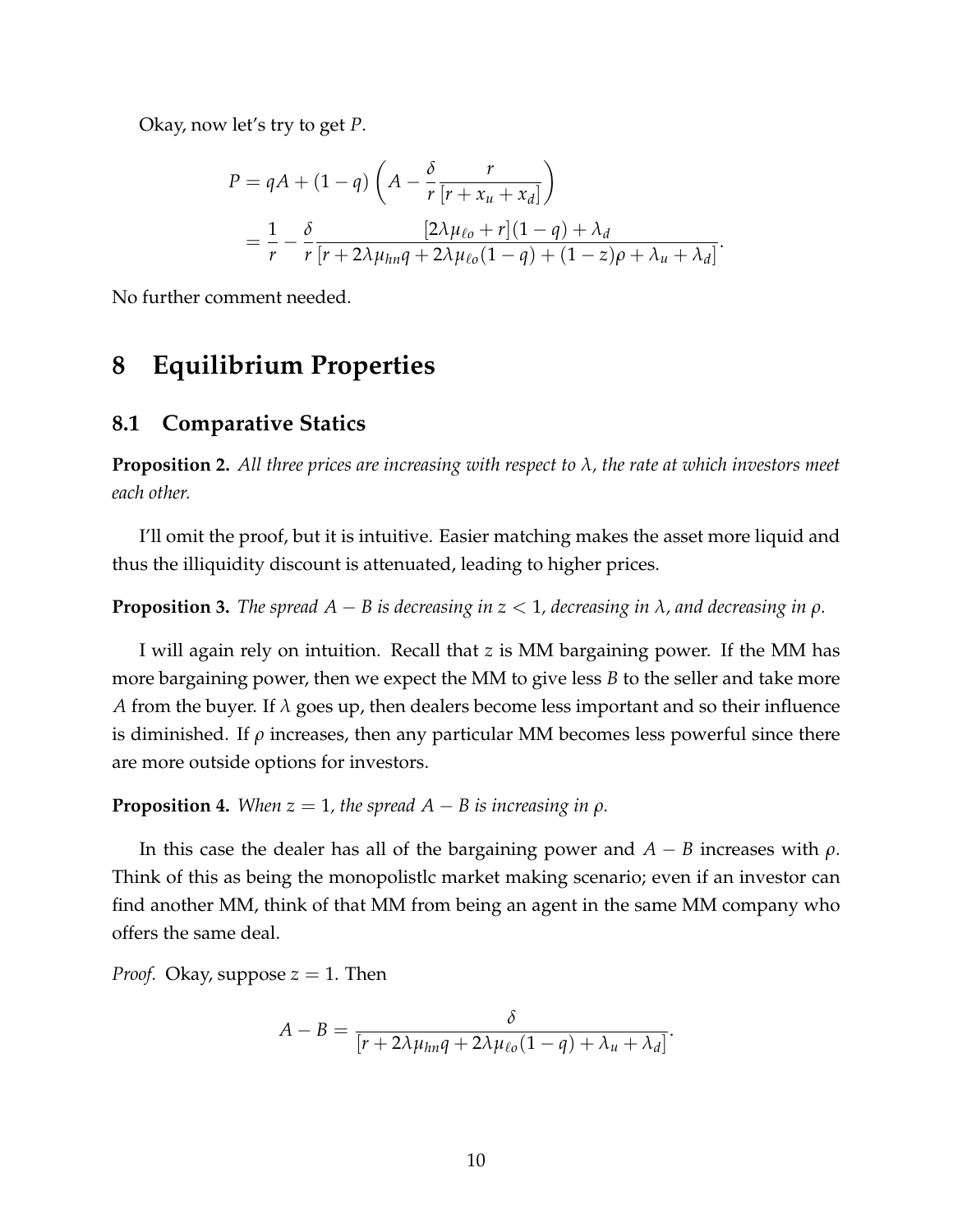Okay, now let's try to get $P$.

$$
\begin{aligned}
P &= qA + (1-q)\left(A - \frac{\delta}{r}\frac{r}{[r + x_u + x_d]}\right) \\
&= \frac{1}{r} - \frac{\delta}{r}\frac{[2\lambda\mu_{\ell o} + r](1-q) + \lambda_d}{[r + 2\lambda\mu_{hn}q + 2\lambda\mu_{\ell o}(1-q) + (1-z)\rho + \lambda_u + \lambda_d]}.
\end{aligned}
$$

No further comment needed.

# 8 Equilibrium Properties

## 8.1 Comparative Statics

**Proposition 2.** *All three prices are increasing with respect to $\lambda$, the rate at which investors meet each other.*

I'll omit the proof, but it is intuitive. Easier matching makes the asset more liquid and thus the illiquidity discount is attenuated, leading to higher prices.

**Proposition 3.** *The spread $A - B$ is decreasing in $z < 1$, decreasing in $\lambda$, and decreasing in $\rho$.*

I will again rely on intuition. Recall that $z$ is MM bargaining power. If the MM has more bargaining power, then we expect the MM to give less $B$ to the seller and take more $A$ from the buyer. If $\lambda$ goes up, then dealers become less important and so their influence is diminished. If $\rho$ increases, then any particular MM becomes less powerful since there are more outside options for investors.

**Proposition 4.** *When $z = 1$, the spread $A - B$ is increasing in $\rho$.*

In this case the dealer has all of the bargaining power and $A - B$ increases with $\rho$. Think of this as being the monopolistlc market making scenario; even if an investor can find another MM, think of that MM from being an agent in the same MM company who offers the same deal.

*Proof.* Okay, suppose $z = 1$. Then

$$
A - B = \frac{\delta}{[r + 2\lambda\mu_{hn}q + 2\lambda\mu_{\ell o}(1-q) + \lambda_u + \lambda_d]}.
$$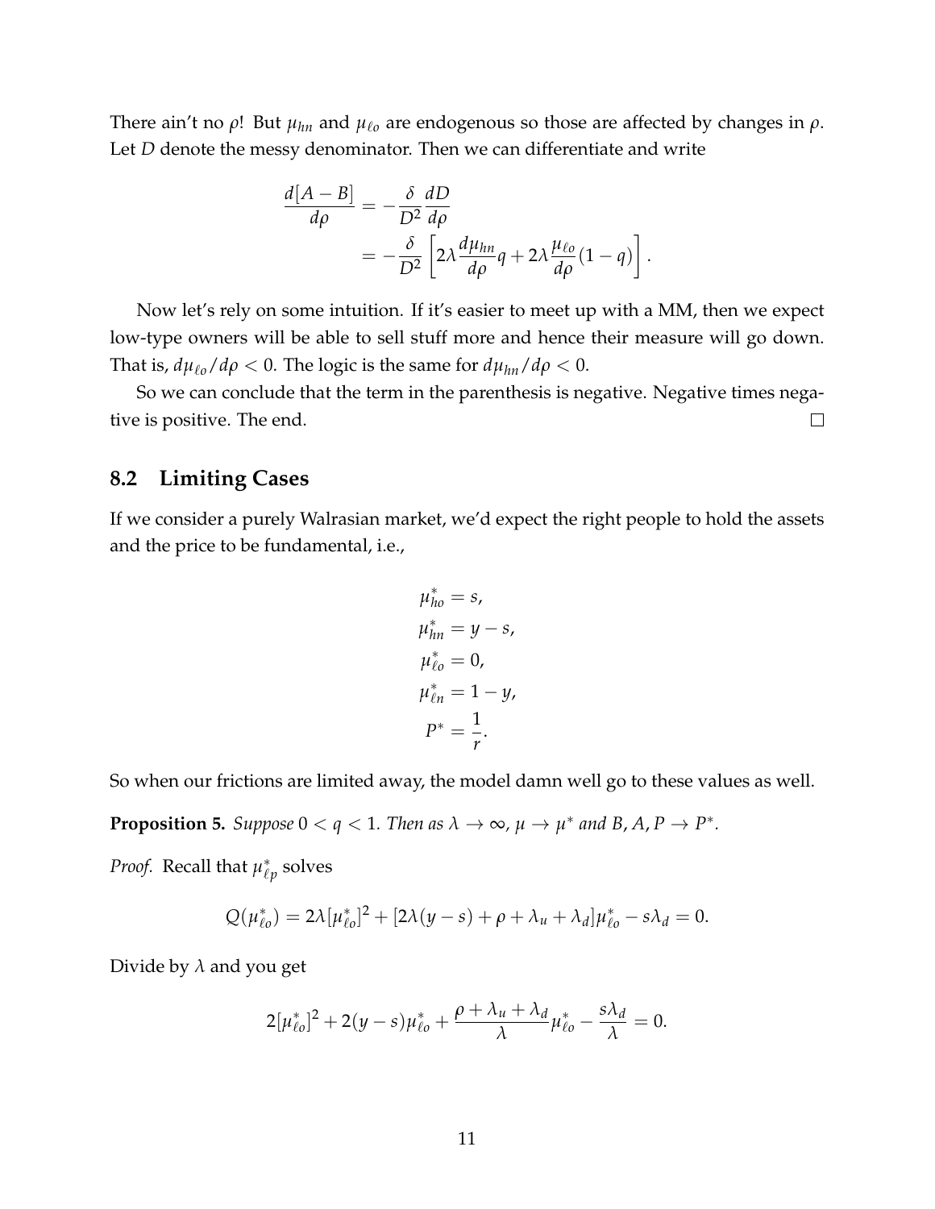There ain't no $\rho$! But $\mu_{hn}$ and $\mu_{\ell o}$ are endogenous so those are affected by changes in $\rho$. Let $D$ denote the messy denominator. Then we can differentiate and write

$$
\begin{aligned}
\frac{d[A-B]}{d\rho} &= -\frac{\delta}{D^2}\frac{dD}{d\rho} \\
&= -\frac{\delta}{D^2}\left[2\lambda \frac{d\mu_{hn}}{d\rho} q + 2\lambda \frac{\mu_{\ell o}}{d\rho}(1-q)\right].
\end{aligned}
$$

Now let's rely on some intuition. If it's easier to meet up with a MM, then we expect low-type owners will be able to sell stuff more and hence their measure will go down. That is, $d\mu_{\ell o}/d\rho < 0$. The logic is the same for $d\mu_{hn}/d\rho < 0$.

So we can conclude that the term in the parenthesis is negative. Negative times negative is positive. The end. □

## 8.2 Limiting Cases

If we consider a purely Walrasian market, we'd expect the right people to hold the assets and the price to be fundamental, i.e.,

$$
\begin{aligned}
\mu_{ho}^* &= s, \\
\mu_{hn}^* &= y - s, \\
\mu_{\ell o}^* &= 0, \\
\mu_{\ell n}^* &= 1 - y, \\
P^* &= \frac{1}{r}.
\end{aligned}
$$

So when our frictions are limited away, the model damn well go to these values as well.

**Proposition 5.** *Suppose $0 < q < 1$. Then as $\lambda \to \infty$, $\mu \to \mu^*$ and $B, A, P \to P^*$.*

*Proof.* Recall that $\mu_{\ell p}^*$ solves

$$
Q(\mu_{\ell o}^*) = 2\lambda[\mu_{\ell o}^*]^2 + [2\lambda(y-s) + \rho + \lambda_u + \lambda_d]\mu_{\ell o}^* - s\lambda_d = 0.
$$

Divide by $\lambda$ and you get

$$
2[\mu_{\ell o}^*]^2 + 2(y-s)\mu_{\ell o}^* + \frac{\rho + \lambda_u + \lambda_d}{\lambda}\mu_{\ell o}^* - \frac{s\lambda_d}{\lambda} = 0.
$$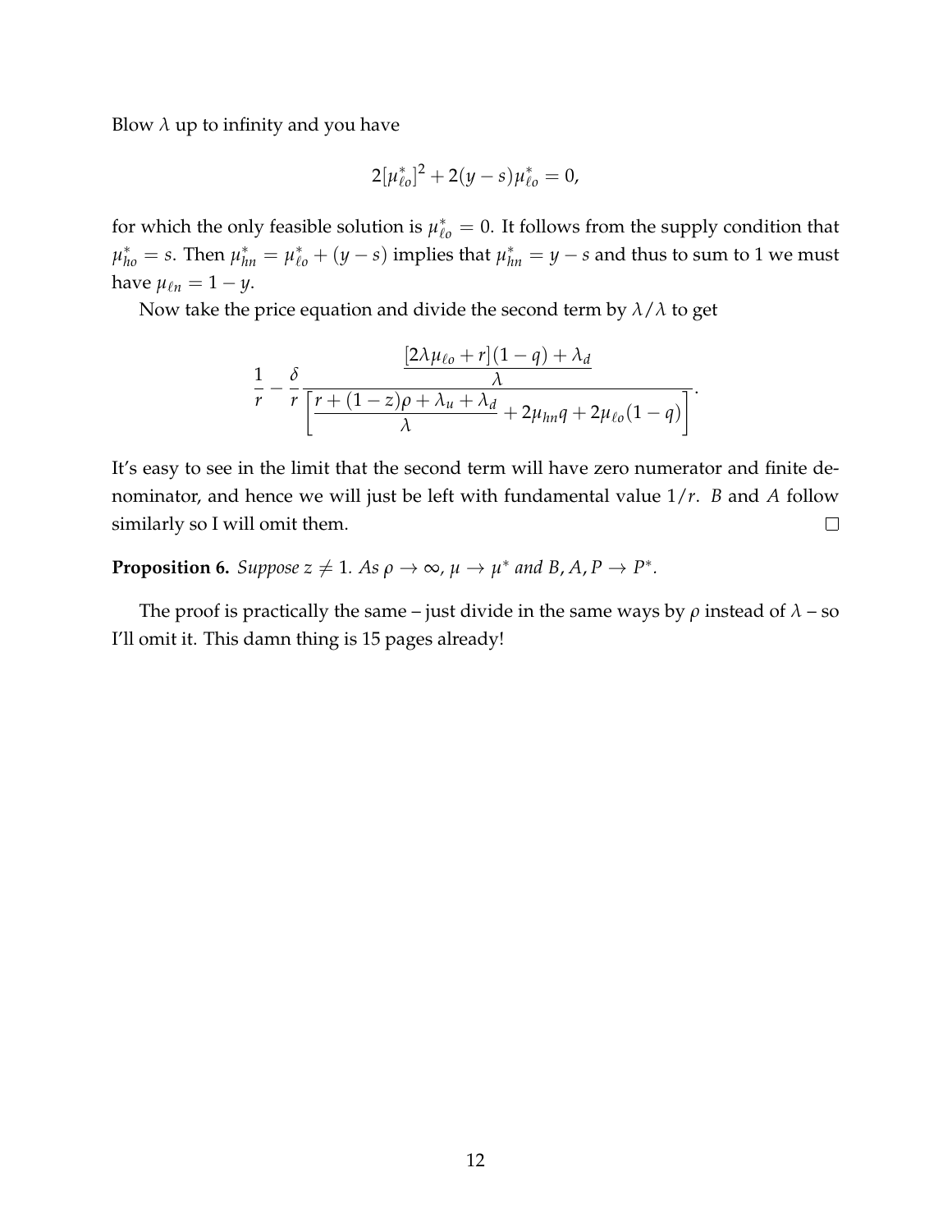Blow $\lambda$ up to infinity and you have

$$2[\mu_{\ell o}^*]^2 + 2(y-s)\mu_{\ell o}^* = 0,$$

for which the only feasible solution is $\mu_{\ell o}^* = 0$. It follows from the supply condition that $\mu_{ho}^* = s$. Then $\mu_{hn}^* = \mu_{\ell o}^* + (y-s)$ implies that $\mu_{hn}^* = y - s$ and thus to sum to 1 we must have $\mu_{\ell n} = 1 - y$.

Now take the price equation and divide the second term by $\lambda/\lambda$ to get

$$\frac{1}{r} - \frac{\delta}{r} \frac{\dfrac{[2\lambda\mu_{\ell o} + r](1-q) + \lambda_d}{\lambda}}{\left[\dfrac{r + (1-z)\rho + \lambda_u + \lambda_d}{\lambda} + 2\mu_{hn}q + 2\mu_{\ell o}(1-q)\right]}.$$

It's easy to see in the limit that the second term will have zero numerator and finite denominator, and hence we will just be left with fundamental value $1/r$. $B$ and $A$ follow similarly so I will omit them. □

**Proposition 6.** *Suppose $z \neq 1$. As $\rho \to \infty$, $\mu \to \mu^*$ and $B, A, P \to P^*$.*

The proof is practically the same – just divide in the same ways by $\rho$ instead of $\lambda$ – so I'll omit it. This damn thing is 15 pages already!